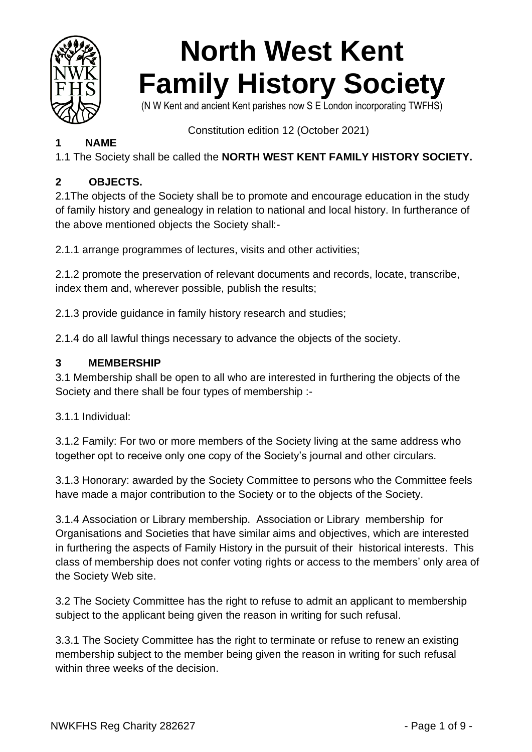# North West Kent Family History Society

(N W Kent and ancient Kent parishes now S E London incorporating TWFHS)

Constitution edition 12 (October 2021)

## 1 NAME

1.1 The Society shall be called the **NORTH WEST KENT FAMILY HISTORY SOCIETY.**

## 2 OBJECTS.

2.1The objects of the Society shall be to promote and encourage education in the study of family history and genealogy in relation to national and local history. In furtherance of the above mentioned objects the Society shall:-

2.1.1 arrange programmes of lectures, visits and other activities;

2.1.2 promote the preservation of relevant documents and records, locate, transcribe, index them and, wherever possible, publish the results;

2.1.3 provide guidance in family history research and studies;

2.1.4 do all lawful things necessary to advance the objects of the society.

## 3 MEMBERSHIP

3.1 Membership shall be open to all who are interested in furthering the objects of the Society and there shall be four types of membership :-

3.1.1 Individual:

3.1.2 Family: For two or more members of the Society living at the same address who together opt to receive only one copy of the Society's journal and other circulars.

3.1.3 Honorary: awarded by the Society Committee to persons who the Committee feels have made a major contribution to the Society or to the objects of the Society.

3.1.4 Association or Library membership. Association or Library membership for Organisations and Societies that have similar aims and objectives, which are interested in furthering the aspects of Family History in the pursuit of their historical interests. This class of membership does not confer voting rights or access to the members' only area of the Society Web site.

3.2 The Society Committee has the right to refuse to admit an applicant to membership subject to the applicant being given the reason in writing for such refusal.

3.3.1 The Society Committee has the right to terminate or refuse to renew an existing membership subject to the member being given the reason in writing for such refusal within three weeks of the decision.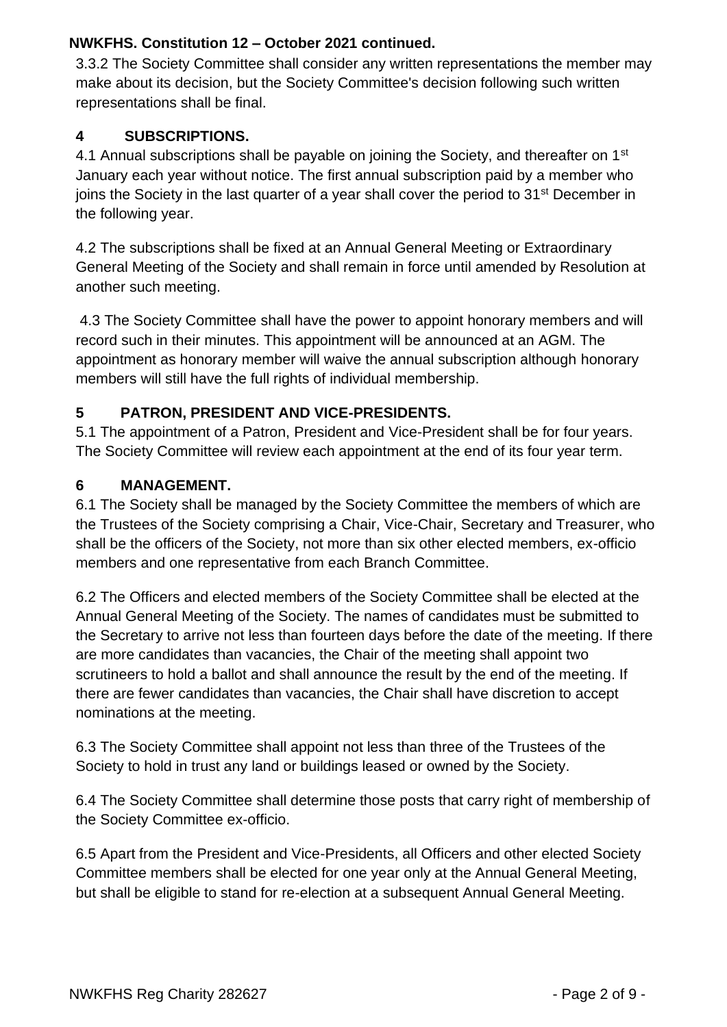3.3.2 The Society Committee shall consider any written representations the member may make about its decision, but the Society Committee's decision following such written representations shall be final.

## 4 SUBSCRIPTIONS.

4.1 Annual subscriptions shall be payable on joining the Society, and thereafter on 1st January each year without notice. The first annual subscription paid by a member who joins the Society in the last quarter of a year shall cover the period to 31st December in the following year.

4.2 The subscriptions shall be fixed at an Annual General Meeting or Extraordinary General Meeting of the Society and shall remain in force until amended by Resolution at another such meeting.

4.3 The Society Committee shall have the power to appoint honorary members and will record such in their minutes. This appointment will be announced at an AGM. The appointment as honorary member will waive the annual subscription although honorary members will still have the full rights of individual membership.

## 5 PATRON, PRESIDENT AND VICE-PRESIDENTS.

5.1 The appointment of a Patron, President and Vice-President shall be for four years. The Society Committee will review each appointment at the end of its four year term.

## 6 MANAGEMENT.

6.1 The Society shall be managed by the Society Committee the members of which are the Trustees of the Society comprising a Chair, Vice-Chair, Secretary and Treasurer, who shall be the officers of the Society, not more than six other elected members, ex-officio members and one representative from each Branch Committee.

6.2 The Officers and elected members of the Society Committee shall be elected at the Annual General Meeting of the Society. The names of candidates must be submitted to the Secretary to arrive not less than fourteen days before the date of the meeting. If there are more candidates than vacancies, the Chair of the meeting shall appoint two scrutineers to hold a ballot and shall announce the result by the end of the meeting. If there are fewer candidates than vacancies, the Chair shall have discretion to accept nominations at the meeting.

6.3 The Society Committee shall appoint not less than three of the Trustees of the Society to hold in trust any land or buildings leased or owned by the Society.

6.4 The Society Committee shall determine those posts that carry right of membership of the Society Committee ex-officio.

6.5 Apart from the President and Vice-Presidents, all Officers and other elected Society Committee members shall be elected for one year only at the Annual General Meeting, but shall be eligible to stand for re-election at a subsequent Annual General Meeting.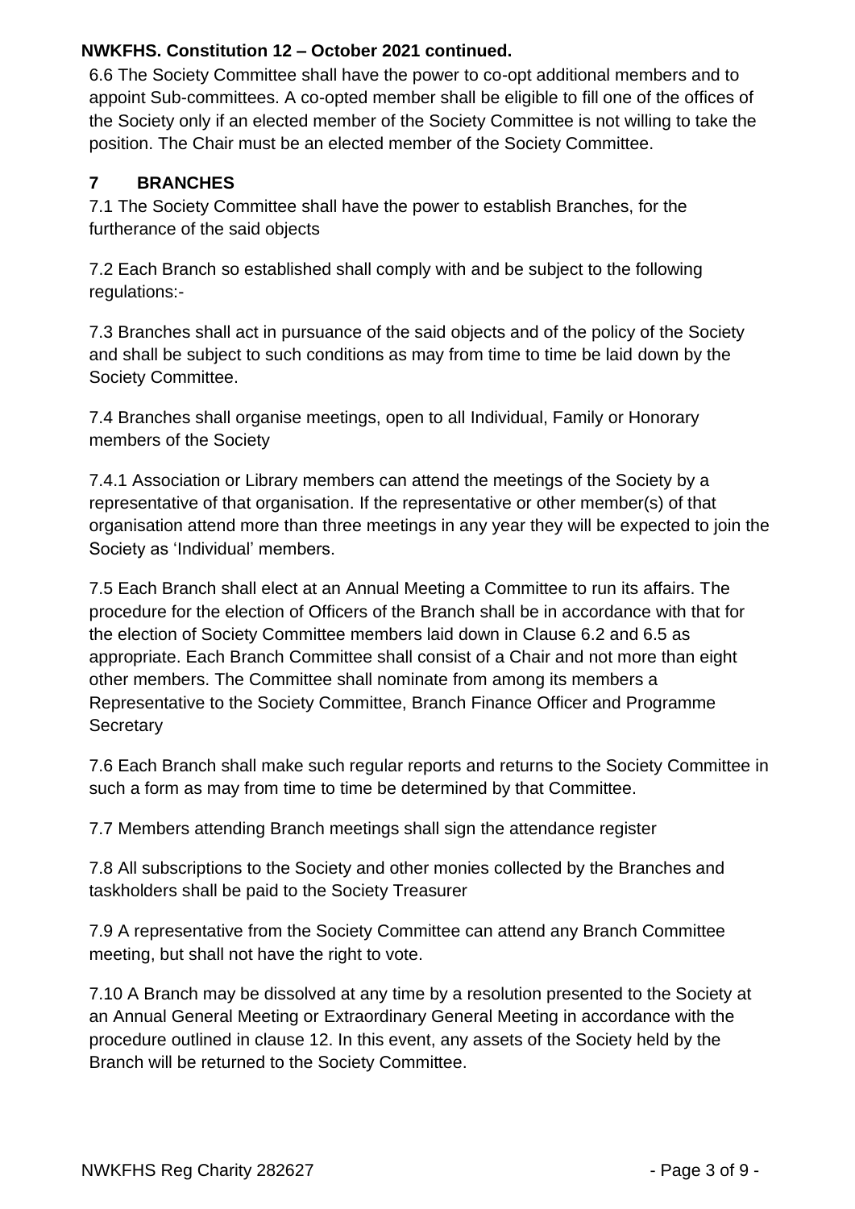6.6 The Society Committee shall have the power to co-opt additional members and to appoint Sub-committees. A co-opted member shall be eligible to fill one of the offices of the Society only if an elected member of the Society Committee is not willing to take the position. The Chair must be an elected member of the Society Committee.

## 7 BRANCHES

7.1 The Society Committee shall have the power to establish Branches, for the furtherance of the said objects

7.2 Each Branch so established shall comply with and be subject to the following regulations:-

7.3 Branches shall act in pursuance of the said objects and of the policy of the Society and shall be subject to such conditions as may from time to time be laid down by the Society Committee.

7.4 Branches shall organise meetings, open to all Individual, Family or Honorary members of the Society

7.4.1 Association or Library members can attend the meetings of the Society by a representative of that organisation. If the representative or other member(s) of that organisation attend more than three meetings in any year they will be expected to join the Society as 'Individual' members.

7.5 Each Branch shall elect at an Annual Meeting a Committee to run its affairs. The procedure for the election of Officers of the Branch shall be in accordance with that for the election of Society Committee members laid down in Clause 6.2 and 6.5 as appropriate. Each Branch Committee shall consist of a Chair and not more than eight other members. The Committee shall nominate from among its members a Representative to the Society Committee, Branch Finance Officer and Programme Secretary

7.6 Each Branch shall make such regular reports and returns to the Society Committee in such a form as may from time to time be determined by that Committee.

7.7 Members attending Branch meetings shall sign the attendance register

7.8 All subscriptions to the Society and other monies collected by the Branches and taskholders shall be paid to the Society Treasurer

7.9 A representative from the Society Committee can attend any Branch Committee meeting, but shall not have the right to vote.

7.10 A Branch may be dissolved at any time by a resolution presented to the Society at an Annual General Meeting or Extraordinary General Meeting in accordance with the procedure outlined in clause 12. In this event, any assets of the Society held by the Branch will be returned to the Society Committee.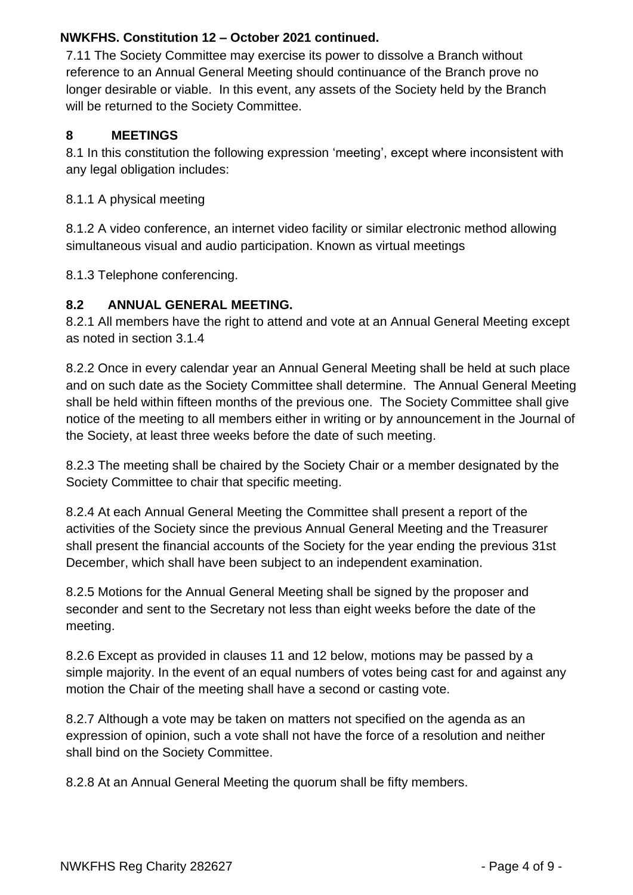7.11 The Society Committee may exercise its power to dissolve a Branch without reference to an Annual General Meeting should continuance of the Branch prove no longer desirable or viable. In this event, any assets of the Society held by the Branch will be returned to the Society Committee.

## 8 MEETINGS

8.1 In this constitution the following expression 'meeting', except where inconsistent with any legal obligation includes:

8.1.1 A physical meeting

8.1.2 A video conference, an internet video facility or similar electronic method allowing simultaneous visual and audio participation. Known as virtual meetings

8.1.3 Telephone conferencing.

### 8.2 ANNUAL GENERAL MEETING.

8.2.1 All members have the right to attend and vote at an Annual General Meeting except as noted in section 3.1.4

8.2.2 Once in every calendar year an Annual General Meeting shall be held at such place and on such date as the Society Committee shall determine. The Annual General Meeting shall be held within fifteen months of the previous one. The Society Committee shall give notice of the meeting to all members either in writing or by announcement in the Journal of the Society, at least three weeks before the date of such meeting.

8.2.3 The meeting shall be chaired by the Society Chair or a member designated by the Society Committee to chair that specific meeting.

8.2.4 At each Annual General Meeting the Committee shall present a report of the activities of the Society since the previous Annual General Meeting and the Treasurer shall present the financial accounts of the Society for the year ending the previous 31st December, which shall have been subject to an independent examination.

8.2.5 Motions for the Annual General Meeting shall be signed by the proposer and seconder and sent to the Secretary not less than eight weeks before the date of the meeting.

8.2.6 Except as provided in clauses 11 and 12 below, motions may be passed by a simple majority. In the event of an equal numbers of votes being cast for and against any motion the Chair of the meeting shall have a second or casting vote.

8.2.7 Although a vote may be taken on matters not specified on the agenda as an expression of opinion, such a vote shall not have the force of a resolution and neither shall bind on the Society Committee.

8.2.8 At an Annual General Meeting the quorum shall be fifty members.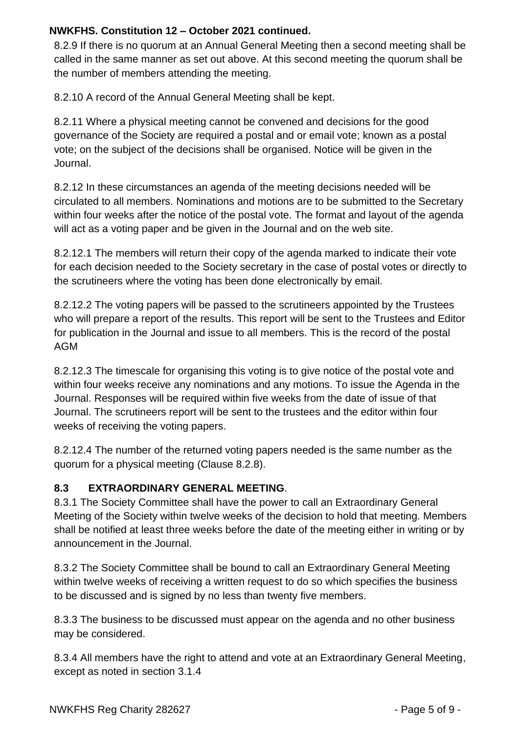8.2.9 If there is no quorum at an Annual General Meeting then a second meeting shall be called in the same manner as set out above. At this second meeting the quorum shall be the number of members attending the meeting.

8.2.10 A record of the Annual General Meeting shall be kept.

8.2.11 Where a physical meeting cannot be convened and decisions for the good governance of the Society are required a postal and or email vote; known as a postal vote; on the subject of the decisions shall be organised. Notice will be given in the Journal.

8.2.12 In these circumstances an agenda of the meeting decisions needed will be circulated to all members. Nominations and motions are to be submitted to the Secretary within four weeks after the notice of the postal vote. The format and layout of the agenda will act as a voting paper and be given in the Journal and on the web site.

8.2.12.1 The members will return their copy of the agenda marked to indicate their vote for each decision needed to the Society secretary in the case of postal votes or directly to the scrutineers where the voting has been done electronically by email.

8.2.12.2 The voting papers will be passed to the scrutineers appointed by the Trustees who will prepare a report of the results. This report will be sent to the Trustees and Editor for publication in the Journal and issue to all members. This is the record of the postal AGM

8.2.12.3 The timescale for organising this voting is to give notice of the postal vote and within four weeks receive any nominations and any motions. To issue the Agenda in the Journal. Responses will be required within five weeks from the date of issue of that Journal. The scrutineers report will be sent to the trustees and the editor within four weeks of receiving the voting papers.

8.2.12.4 The number of the returned voting papers needed is the same number as the quorum for a physical meeting (Clause 8.2.8).

## 8.3 EXTRAORDINARY GENERAL MEETING.

8.3.1 The Society Committee shall have the power to call an Extraordinary General Meeting of the Society within twelve weeks of the decision to hold that meeting. Members shall be notified at least three weeks before the date of the meeting either in writing or by announcement in the Journal.

8.3.2 The Society Committee shall be bound to call an Extraordinary General Meeting within twelve weeks of receiving a written request to do so which specifies the business to be discussed and is signed by no less than twenty five members.

8.3.3 The business to be discussed must appear on the agenda and no other business may be considered.

8.3.4 All members have the right to attend and vote at an Extraordinary General Meeting, except as noted in section 3.1.4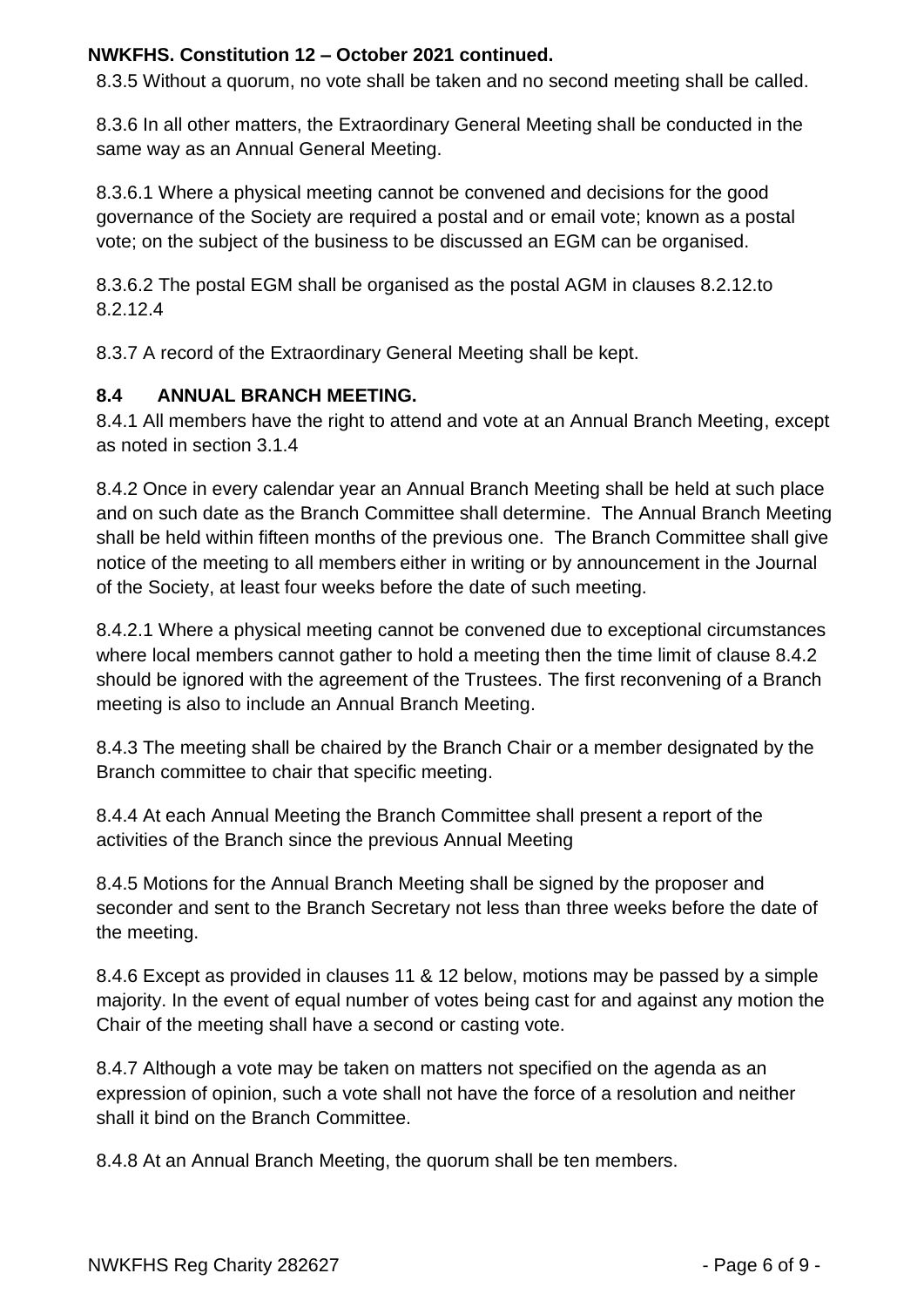8.3.5 Without a quorum, no vote shall be taken and no second meeting shall be called.

8.3.6 In all other matters, the Extraordinary General Meeting shall be conducted in the same way as an Annual General Meeting.

8.3.6.1 Where a physical meeting cannot be convened and decisions for the good governance of the Society are required a postal and or email vote; known as a postal vote; on the subject of the business to be discussed an EGM can be organised.

8.3.6.2 The postal EGM shall be organised as the postal AGM in clauses 8.2.12.to 8.2.12.4

8.3.7 A record of the Extraordinary General Meeting shall be kept.

## 8.4 ANNUAL BRANCH MEETING.

8.4.1 All members have the right to attend and vote at an Annual Branch Meeting, except as noted in section 3.1.4

8.4.2 Once in every calendar year an Annual Branch Meeting shall be held at such place and on such date as the Branch Committee shall determine. The Annual Branch Meeting shall be held within fifteen months of the previous one. The Branch Committee shall give notice of the meeting to all members either in writing or by announcement in the Journal of the Society, at least four weeks before the date of such meeting.

8.4.2.1 Where a physical meeting cannot be convened due to exceptional circumstances where local members cannot gather to hold a meeting then the time limit of clause 8.4.2 should be ignored with the agreement of the Trustees. The first reconvening of a Branch meeting is also to include an Annual Branch Meeting.

8.4.3 The meeting shall be chaired by the Branch Chair or a member designated by the Branch committee to chair that specific meeting.

8.4.4 At each Annual Meeting the Branch Committee shall present a report of the activities of the Branch since the previous Annual Meeting

8.4.5 Motions for the Annual Branch Meeting shall be signed by the proposer and seconder and sent to the Branch Secretary not less than three weeks before the date of the meeting.

8.4.6 Except as provided in clauses 11 & 12 below, motions may be passed by a simple majority. In the event of equal number of votes being cast for and against any motion the Chair of the meeting shall have a second or casting vote.

8.4.7 Although a vote may be taken on matters not specified on the agenda as an expression of opinion, such a vote shall not have the force of a resolution and neither shall it bind on the Branch Committee.

8.4.8 At an Annual Branch Meeting, the quorum shall be ten members.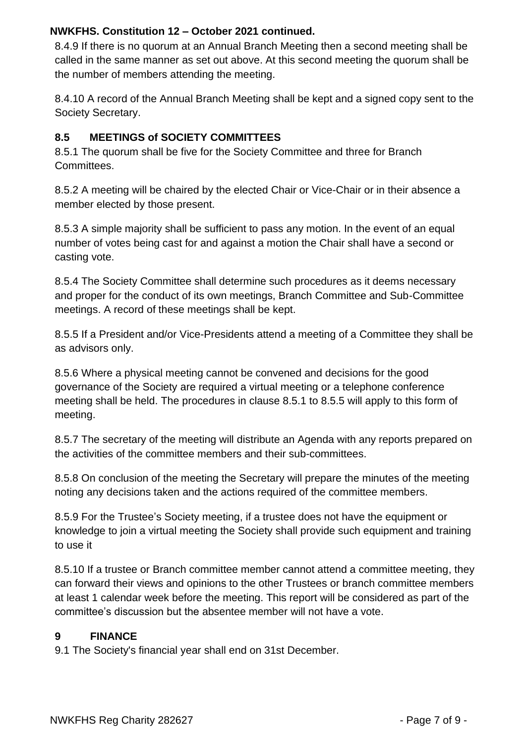8.4.9 If there is no quorum at an Annual Branch Meeting then a second meeting shall be called in the same manner as set out above. At this second meeting the quorum shall be the number of members attending the meeting.

8.4.10 A record of the Annual Branch Meeting shall be kept and a signed copy sent to the Society Secretary.

### 8.5 MEETINGS of SOCIETY COMMITTEES

8.5.1 The quorum shall be five for the Society Committee and three for Branch Committees.

8.5.2 A meeting will be chaired by the elected Chair or Vice-Chair or in their absence a member elected by those present.

8.5.3 A simple majority shall be sufficient to pass any motion. In the event of an equal number of votes being cast for and against a motion the Chair shall have a second or casting vote.

8.5.4 The Society Committee shall determine such procedures as it deems necessary and proper for the conduct of its own meetings, Branch Committee and Sub-Committee meetings. A record of these meetings shall be kept.

8.5.5 If a President and/or Vice-Presidents attend a meeting of a Committee they shall be as advisors only.

8.5.6 Where a physical meeting cannot be convened and decisions for the good governance of the Society are required a virtual meeting or a telephone conference meeting shall be held. The procedures in clause 8.5.1 to 8.5.5 will apply to this form of meeting.

8.5.7 The secretary of the meeting will distribute an Agenda with any reports prepared on the activities of the committee members and their sub-committees.

8.5.8 On conclusion of the meeting the Secretary will prepare the minutes of the meeting noting any decisions taken and the actions required of the committee members.

8.5.9 For the Trustee's Society meeting, if a trustee does not have the equipment or knowledge to join a virtual meeting the Society shall provide such equipment and training to use it

8.5.10 If a trustee or Branch committee member cannot attend a committee meeting, they can forward their views and opinions to the other Trustees or branch committee members at least 1 calendar week before the meeting. This report will be considered as part of the committee's discussion but the absentee member will not have a vote.

## 9 FINANCE

9.1 The Society's financial year shall end on 31st December.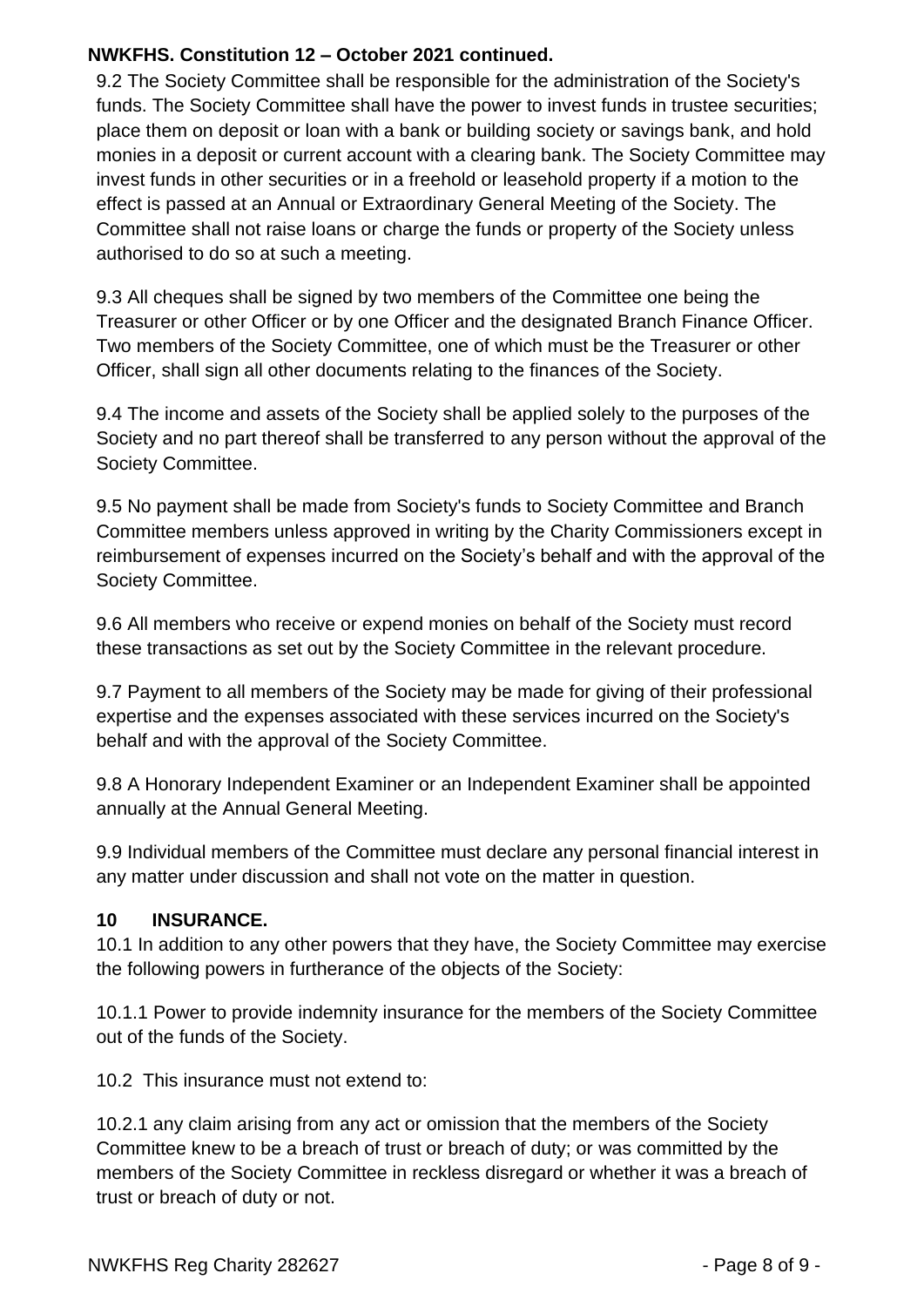9.2 The Society Committee shall be responsible for the administration of the Society's funds. The Society Committee shall have the power to invest funds in trustee securities; place them on deposit or loan with a bank or building society or savings bank, and hold monies in a deposit or current account with a clearing bank. The Society Committee may invest funds in other securities or in a freehold or leasehold property if a motion to the effect is passed at an Annual or Extraordinary General Meeting of the Society. The Committee shall not raise loans or charge the funds or property of the Society unless authorised to do so at such a meeting.

9.3 All cheques shall be signed by two members of the Committee one being the Treasurer or other Officer or by one Officer and the designated Branch Finance Officer. Two members of the Society Committee, one of which must be the Treasurer or other Officer, shall sign all other documents relating to the finances of the Society.

9.4 The income and assets of the Society shall be applied solely to the purposes of the Society and no part thereof shall be transferred to any person without the approval of the Society Committee.

9.5 No payment shall be made from Society's funds to Society Committee and Branch Committee members unless approved in writing by the Charity Commissioners except in reimbursement of expenses incurred on the Society's behalf and with the approval of the Society Committee.

9.6 All members who receive or expend monies on behalf of the Society must record these transactions as set out by the Society Committee in the relevant procedure.

9.7 Payment to all members of the Society may be made for giving of their professional expertise and the expenses associated with these services incurred on the Society's behalf and with the approval of the Society Committee.

9.8 A Honorary Independent Examiner or an Independent Examiner shall be appointed annually at the Annual General Meeting.

9.9 Individual members of the Committee must declare any personal financial interest in any matter under discussion and shall not vote on the matter in question.

## 10 INSURANCE.

10.1 In addition to any other powers that they have, the Society Committee may exercise the following powers in furtherance of the objects of the Society:

10.1.1 Power to provide indemnity insurance for the members of the Society Committee out of the funds of the Society.

10.2 This insurance must not extend to:

10.2.1 any claim arising from any act or omission that the members of the Society Committee knew to be a breach of trust or breach of duty; or was committed by the members of the Society Committee in reckless disregard or whether it was a breach of trust or breach of duty or not.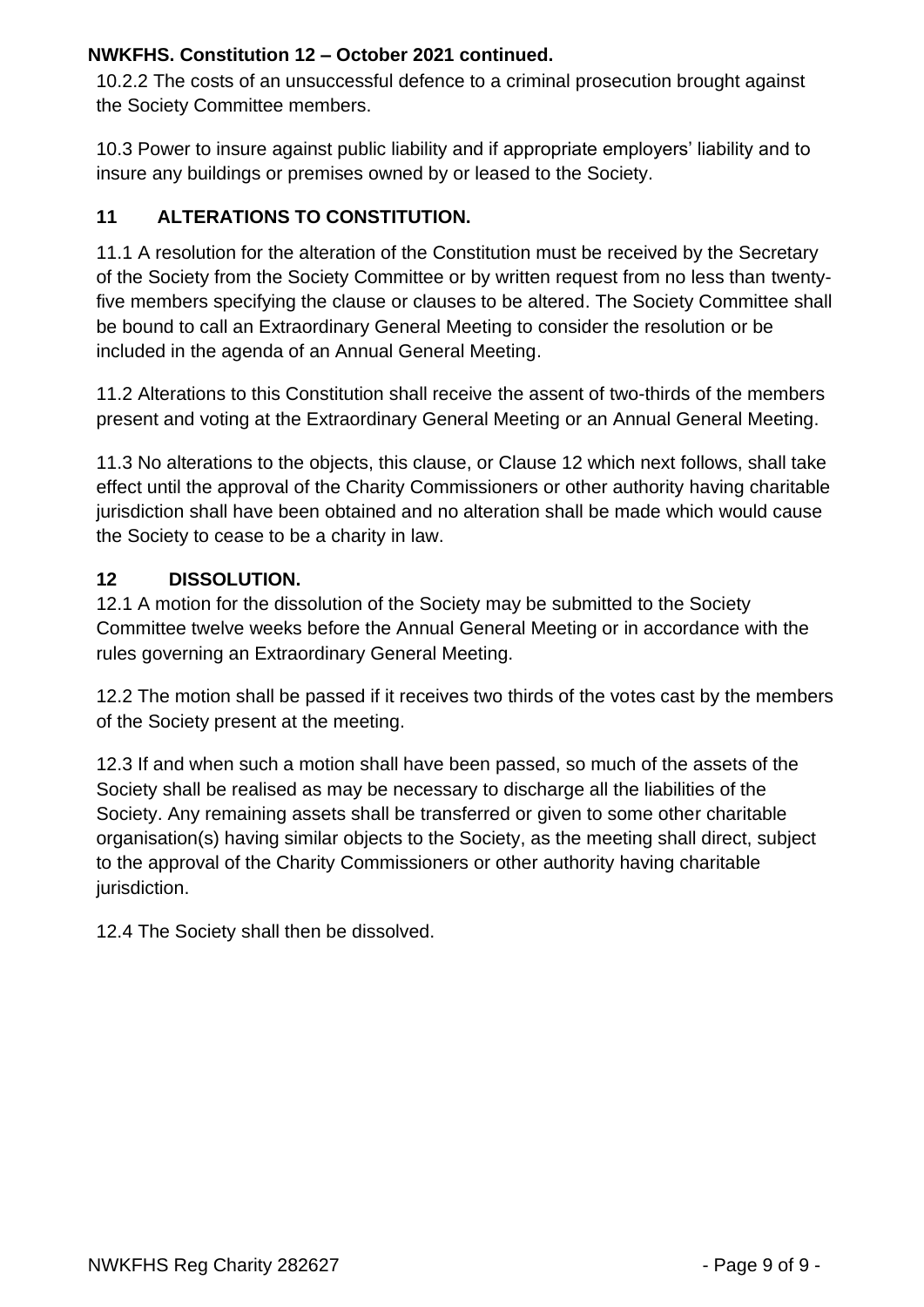10.2.2 The costs of an unsuccessful defence to a criminal prosecution brought against the Society Committee members.

10.3 Power to insure against public liability and if appropriate employers' liability and to insure any buildings or premises owned by or leased to the Society.

## 11 ALTERATIONS TO CONSTITUTION.

11.1 A resolution for the alteration of the Constitution must be received by the Secretary of the Society from the Society Committee or by written request from no less than twenty-five members specifying the clause or clauses to be altered. The Society Committee shall be bound to call an Extraordinary General Meeting to consider the resolution or be included in the agenda of an Annual General Meeting.

11.2 Alterations to this Constitution shall receive the assent of two-thirds of the members present and voting at the Extraordinary General Meeting or an Annual General Meeting.

11.3 No alterations to the objects, this clause, or Clause 12 which next follows, shall take effect until the approval of the Charity Commissioners or other authority having charitable jurisdiction shall have been obtained and no alteration shall be made which would cause the Society to cease to be a charity in law.

## 12 DISSOLUTION.

12.1 A motion for the dissolution of the Society may be submitted to the Society Committee twelve weeks before the Annual General Meeting or in accordance with the rules governing an Extraordinary General Meeting.

12.2 The motion shall be passed if it receives two thirds of the votes cast by the members of the Society present at the meeting.

12.3 If and when such a motion shall have been passed, so much of the assets of the Society shall be realised as may be necessary to discharge all the liabilities of the Society. Any remaining assets shall be transferred or given to some other charitable organisation(s) having similar objects to the Society, as the meeting shall direct, subject to the approval of the Charity Commissioners or other authority having charitable jurisdiction.

12.4 The Society shall then be dissolved.